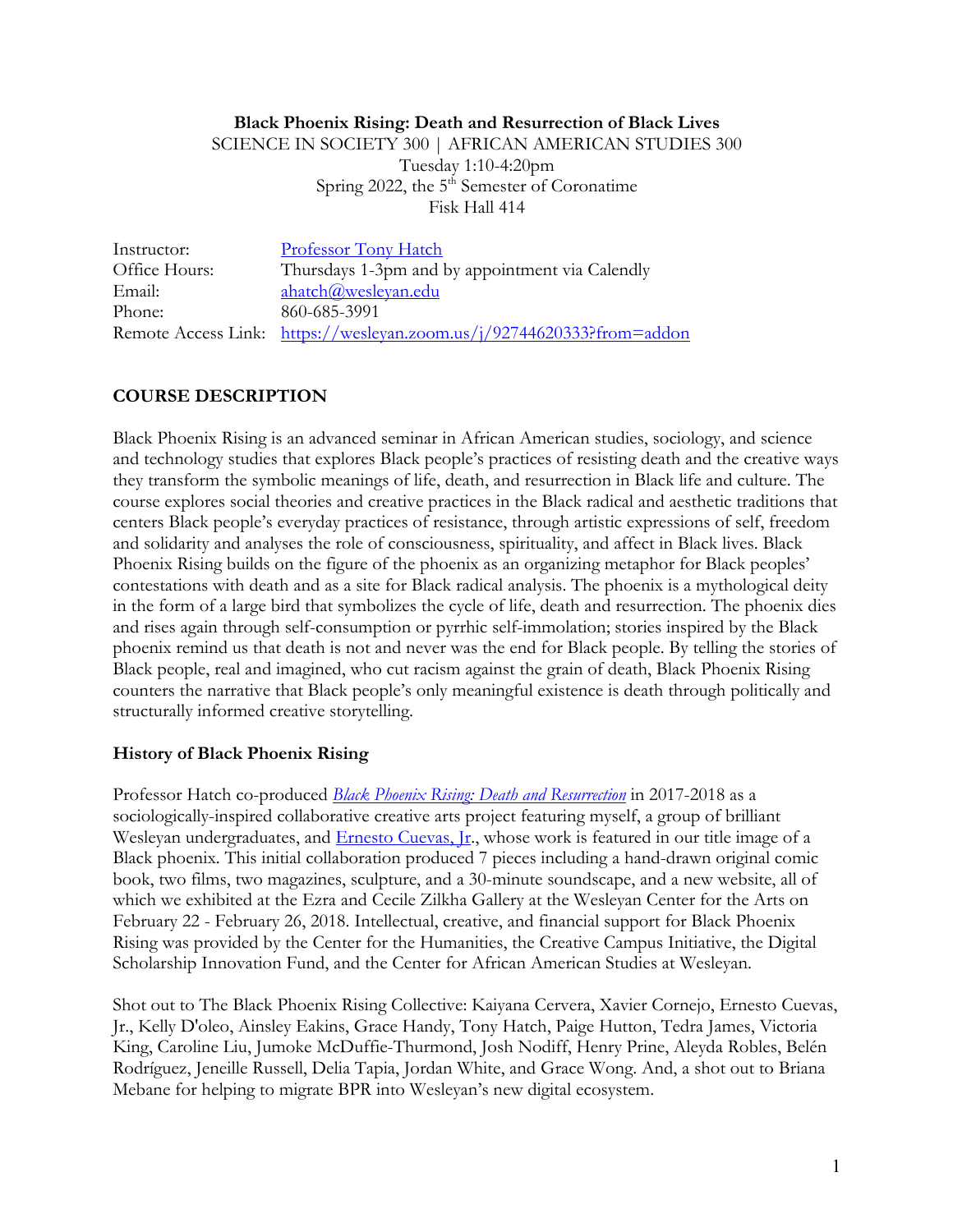**Black Phoenix Rising: Death and Resurrection of Black Lives**
SCIENCE IN SOCIETY 300 | AFRICAN AMERICAN STUDIES 300
Tuesday 1:10-4:20pm
Spring 2022, the 5th Semester of Coronatime
Fisk Hall 414

| | |
|---|---|
| Instructor: | Professor Tony Hatch |
| Office Hours: | Thursdays 1-3pm and by appointment via Calendly |
| Email: | ahatch@wesleyan.edu |
| Phone: | 860-685-3991 |
| Remote Access Link: | https://wesleyan.zoom.us/j/92744620333?from=addon |

## COURSE DESCRIPTION

Black Phoenix Rising is an advanced seminar in African American studies, sociology, and science and technology studies that explores Black people's practices of resisting death and the creative ways they transform the symbolic meanings of life, death, and resurrection in Black life and culture. The course explores social theories and creative practices in the Black radical and aesthetic traditions that centers Black people's everyday practices of resistance, through artistic expressions of self, freedom and solidarity and analyses the role of consciousness, spirituality, and affect in Black lives. Black Phoenix Rising builds on the figure of the phoenix as an organizing metaphor for Black peoples' contestations with death and as a site for Black radical analysis. The phoenix is a mythological deity in the form of a large bird that symbolizes the cycle of life, death and resurrection. The phoenix dies and rises again through self-consumption or pyrrhic self-immolation; stories inspired by the Black phoenix remind us that death is not and never was the end for Black people. By telling the stories of Black people, real and imagined, who cut racism against the grain of death, Black Phoenix Rising counters the narrative that Black people's only meaningful existence is death through politically and structurally informed creative storytelling.

### History of Black Phoenix Rising

Professor Hatch co-produced *Black Phoenix Rising: Death and Resurrection* in 2017-2018 as a sociologically-inspired collaborative creative arts project featuring myself, a group of brilliant Wesleyan undergraduates, and Ernesto Cuevas, Jr., whose work is featured in our title image of a Black phoenix. This initial collaboration produced 7 pieces including a hand-drawn original comic book, two films, two magazines, sculpture, and a 30-minute soundscape, and a new website, all of which we exhibited at the Ezra and Cecile Zilkha Gallery at the Wesleyan Center for the Arts on February 22 - February 26, 2018. Intellectual, creative, and financial support for Black Phoenix Rising was provided by the Center for the Humanities, the Creative Campus Initiative, the Digital Scholarship Innovation Fund, and the Center for African American Studies at Wesleyan.

Shot out to The Black Phoenix Rising Collective: Kaiyana Cervera, Xavier Cornejo, Ernesto Cuevas, Jr., Kelly D'oleo, Ainsley Eakins, Grace Handy, Tony Hatch, Paige Hutton, Tedra James, Victoria King, Caroline Liu, Jumoke McDuffie-Thurmond, Josh Nodiff, Henry Prine, Aleyda Robles, Belén Rodríguez, Jeneille Russell, Delia Tapia, Jordan White, and Grace Wong. And, a shot out to Briana Mebane for helping to migrate BPR into Wesleyan's new digital ecosystem.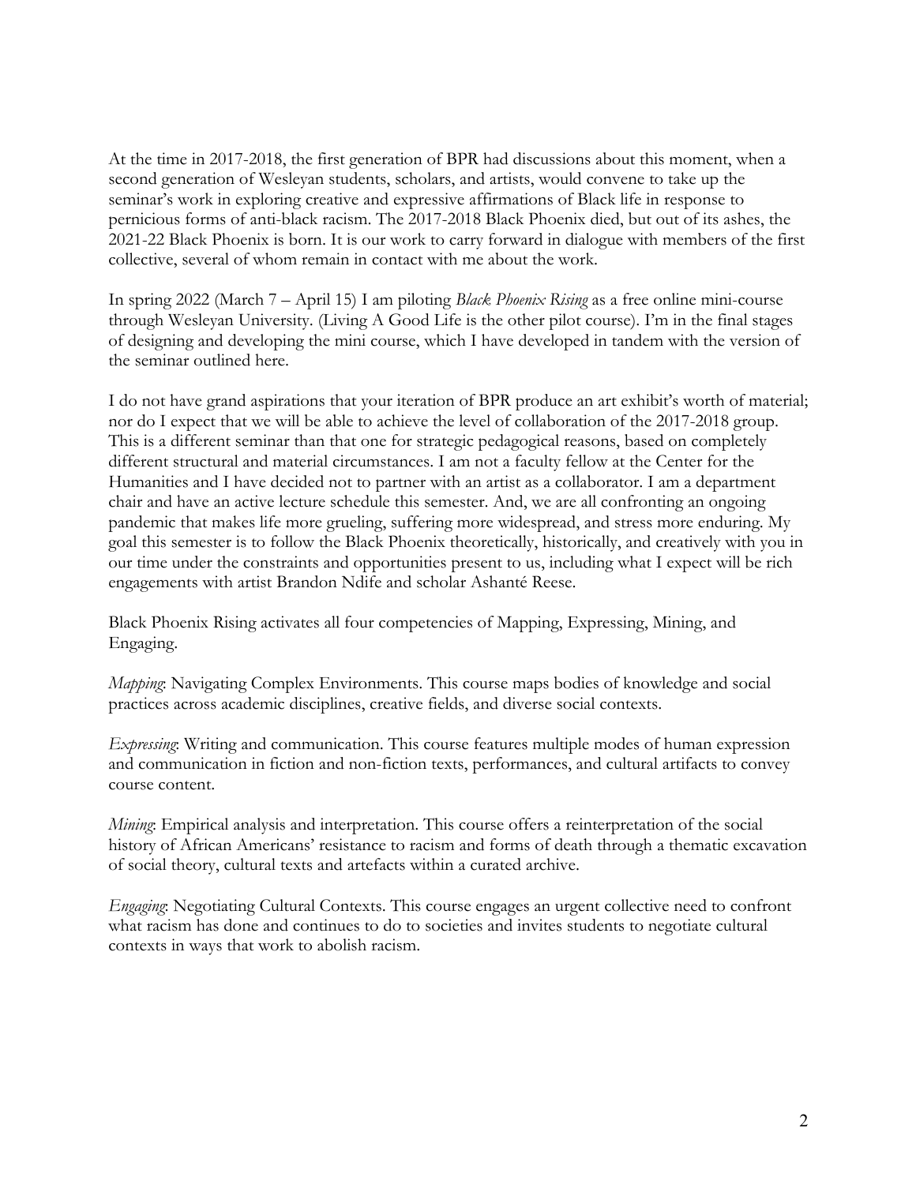At the time in 2017-2018, the first generation of BPR had discussions about this moment, when a second generation of Wesleyan students, scholars, and artists, would convene to take up the seminar's work in exploring creative and expressive affirmations of Black life in response to pernicious forms of anti-black racism. The 2017-2018 Black Phoenix died, but out of its ashes, the 2021-22 Black Phoenix is born. It is our work to carry forward in dialogue with members of the first collective, several of whom remain in contact with me about the work.

In spring 2022 (March 7 – April 15) I am piloting *Black Phoenix Rising* as a free online mini-course through Wesleyan University. (Living A Good Life is the other pilot course). I'm in the final stages of designing and developing the mini course, which I have developed in tandem with the version of the seminar outlined here.

I do not have grand aspirations that your iteration of BPR produce an art exhibit's worth of material; nor do I expect that we will be able to achieve the level of collaboration of the 2017-2018 group. This is a different seminar than that one for strategic pedagogical reasons, based on completely different structural and material circumstances. I am not a faculty fellow at the Center for the Humanities and I have decided not to partner with an artist as a collaborator. I am a department chair and have an active lecture schedule this semester. And, we are all confronting an ongoing pandemic that makes life more grueling, suffering more widespread, and stress more enduring. My goal this semester is to follow the Black Phoenix theoretically, historically, and creatively with you in our time under the constraints and opportunities present to us, including what I expect will be rich engagements with artist Brandon Ndife and scholar Ashanté Reese.

Black Phoenix Rising activates all four competencies of Mapping, Expressing, Mining, and Engaging.

*Mapping*: Navigating Complex Environments. This course maps bodies of knowledge and social practices across academic disciplines, creative fields, and diverse social contexts.

*Expressing*: Writing and communication. This course features multiple modes of human expression and communication in fiction and non-fiction texts, performances, and cultural artifacts to convey course content.

*Mining*: Empirical analysis and interpretation. This course offers a reinterpretation of the social history of African Americans' resistance to racism and forms of death through a thematic excavation of social theory, cultural texts and artefacts within a curated archive.

*Engaging*: Negotiating Cultural Contexts. This course engages an urgent collective need to confront what racism has done and continues to do to societies and invites students to negotiate cultural contexts in ways that work to abolish racism.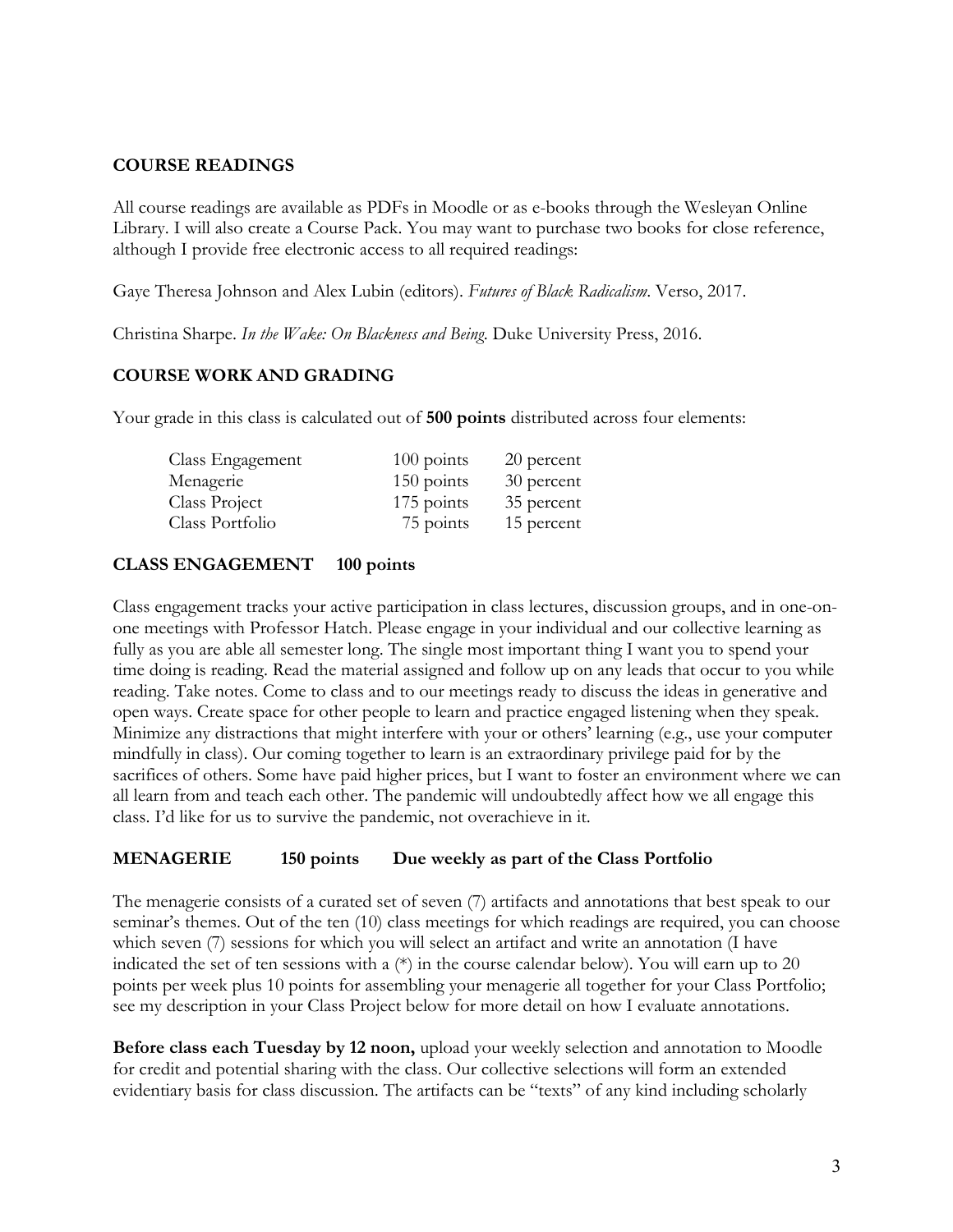## COURSE READINGS

All course readings are available as PDFs in Moodle or as e-books through the Wesleyan Online Library. I will also create a Course Pack. You may want to purchase two books for close reference, although I provide free electronic access to all required readings:

Gaye Theresa Johnson and Alex Lubin (editors). *Futures of Black Radicalism*. Verso, 2017.

Christina Sharpe. *In the Wake: On Blackness and Being.* Duke University Press, 2016.

## COURSE WORK AND GRADING

Your grade in this class is calculated out of **500 points** distributed across four elements:

| | | |
|---|---|---|
| Class Engagement | 100 points | 20 percent |
| Menagerie | 150 points | 30 percent |
| Class Project | 175 points | 35 percent |
| Class Portfolio | 75 points | 15 percent |

## CLASS ENGAGEMENT 100 points

Class engagement tracks your active participation in class lectures, discussion groups, and in one-on-one meetings with Professor Hatch. Please engage in your individual and our collective learning as fully as you are able all semester long. The single most important thing I want you to spend your time doing is reading. Read the material assigned and follow up on any leads that occur to you while reading. Take notes. Come to class and to our meetings ready to discuss the ideas in generative and open ways. Create space for other people to learn and practice engaged listening when they speak. Minimize any distractions that might interfere with your or others' learning (e.g., use your computer mindfully in class). Our coming together to learn is an extraordinary privilege paid for by the sacrifices of others. Some have paid higher prices, but I want to foster an environment where we can all learn from and teach each other. The pandemic will undoubtedly affect how we all engage this class. I'd like for us to survive the pandemic, not overachieve in it.

## MENAGERIE 150 points Due weekly as part of the Class Portfolio

The menagerie consists of a curated set of seven (7) artifacts and annotations that best speak to our seminar's themes. Out of the ten (10) class meetings for which readings are required, you can choose which seven (7) sessions for which you will select an artifact and write an annotation (I have indicated the set of ten sessions with a (*) in the course calendar below). You will earn up to 20 points per week plus 10 points for assembling your menagerie all together for your Class Portfolio; see my description in your Class Project below for more detail on how I evaluate annotations.

**Before class each Tuesday by 12 noon,** upload your weekly selection and annotation to Moodle for credit and potential sharing with the class. Our collective selections will form an extended evidentiary basis for class discussion. The artifacts can be "texts" of any kind including scholarly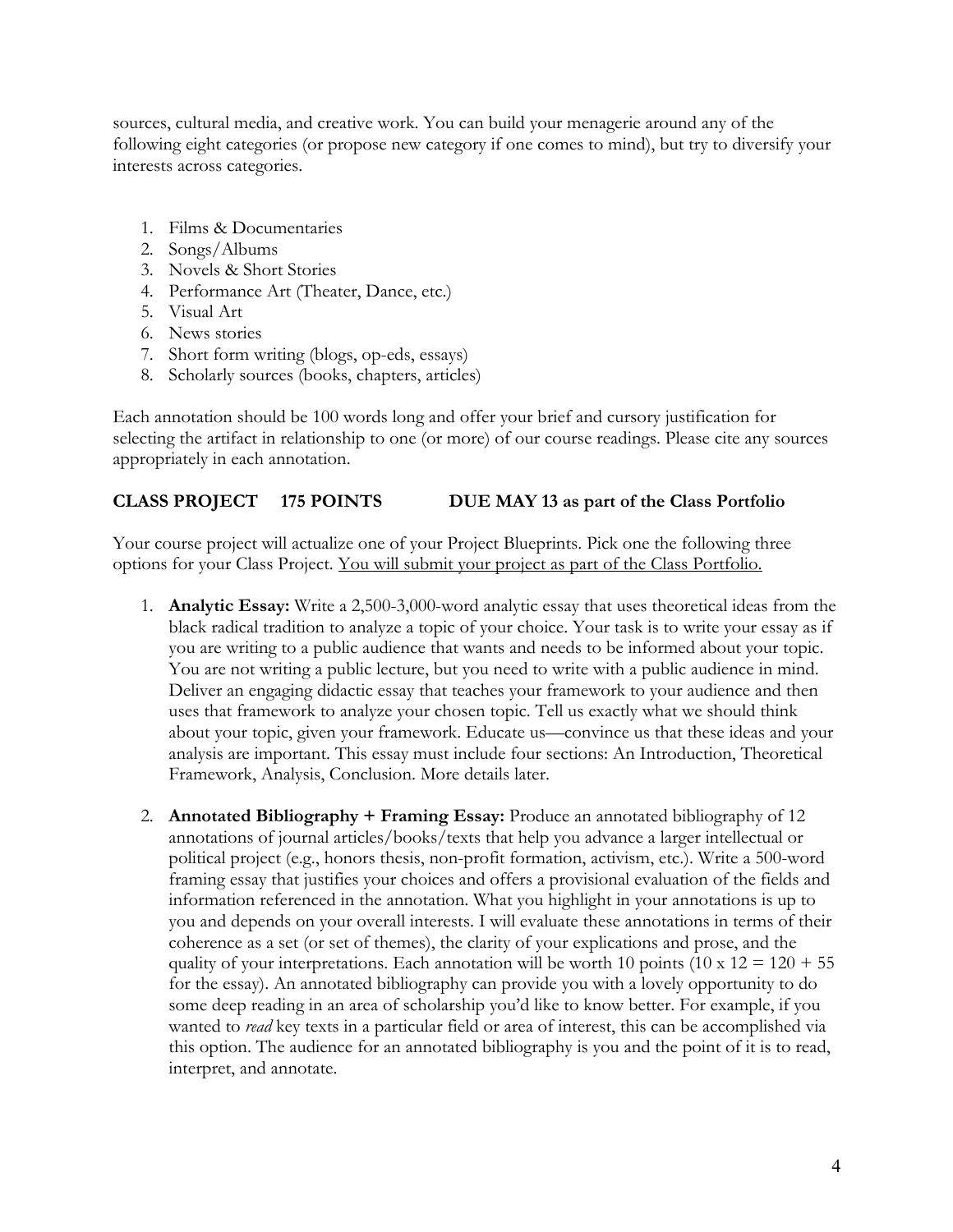sources, cultural media, and creative work. You can build your menagerie around any of the following eight categories (or propose new category if one comes to mind), but try to diversify your interests across categories.

1. Films & Documentaries
2. Songs/Albums
3. Novels & Short Stories
4. Performance Art (Theater, Dance, etc.)
5. Visual Art
6. News stories
7. Short form writing (blogs, op-eds, essays)
8. Scholarly sources (books, chapters, articles)

Each annotation should be 100 words long and offer your brief and cursory justification for selecting the artifact in relationship to one (or more) of our course readings. Please cite any sources appropriately in each annotation.

**CLASS PROJECT 175 POINTS DUE MAY 13 as part of the Class Portfolio**

Your course project will actualize one of your Project Blueprints. Pick one the following three options for your Class Project. <u>You will submit your project as part of the Class Portfolio.</u>

1. **Analytic Essay:** Write a 2,500-3,000-word analytic essay that uses theoretical ideas from the black radical tradition to analyze a topic of your choice. Your task is to write your essay as if you are writing to a public audience that wants and needs to be informed about your topic. You are not writing a public lecture, but you need to write with a public audience in mind. Deliver an engaging didactic essay that teaches your framework to your audience and then uses that framework to analyze your chosen topic. Tell us exactly what we should think about your topic, given your framework. Educate us—convince us that these ideas and your analysis are important. This essay must include four sections: An Introduction, Theoretical Framework, Analysis, Conclusion. More details later.

2. **Annotated Bibliography + Framing Essay:** Produce an annotated bibliography of 12 annotations of journal articles/books/texts that help you advance a larger intellectual or political project (e.g., honors thesis, non-profit formation, activism, etc.). Write a 500-word framing essay that justifies your choices and offers a provisional evaluation of the fields and information referenced in the annotation. What you highlight in your annotations is up to you and depends on your overall interests. I will evaluate these annotations in terms of their coherence as a set (or set of themes), the clarity of your explications and prose, and the quality of your interpretations. Each annotation will be worth 10 points (10 x 12 = 120 + 55 for the essay). An annotated bibliography can provide you with a lovely opportunity to do some deep reading in an area of scholarship you'd like to know better. For example, if you wanted to *read* key texts in a particular field or area of interest, this can be accomplished via this option. The audience for an annotated bibliography is you and the point of it is to read, interpret, and annotate.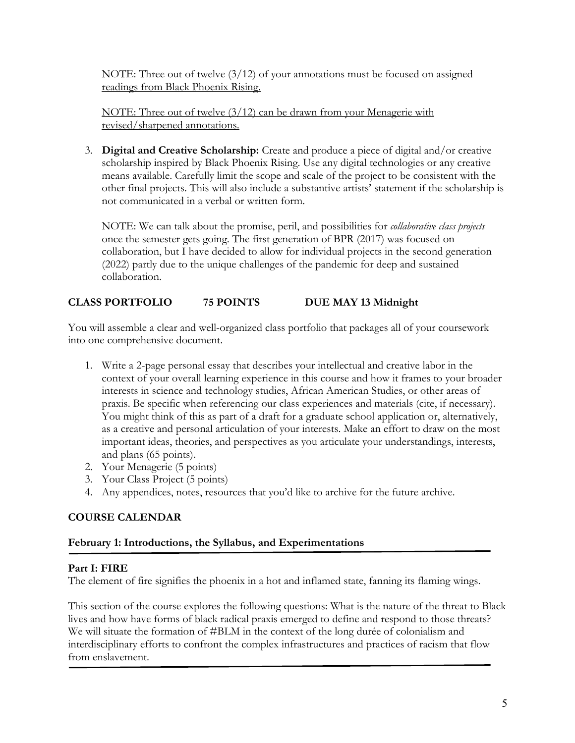<u>NOTE: Three out of twelve (3/12) of your annotations must be focused on assigned readings from Black Phoenix Rising.</u>

<u>NOTE: Three out of twelve (3/12) can be drawn from your Menagerie with revised/sharpened annotations.</u>

3. **Digital and Creative Scholarship:** Create and produce a piece of digital and/or creative scholarship inspired by Black Phoenix Rising. Use any digital technologies or any creative means available. Carefully limit the scope and scale of the project to be consistent with the other final projects. This will also include a substantive artists' statement if the scholarship is not communicated in a verbal or written form.

   NOTE: We can talk about the promise, peril, and possibilities for *collaborative class projects* once the semester gets going. The first generation of BPR (2017) was focused on collaboration, but I have decided to allow for individual projects in the second generation (2022) partly due to the unique challenges of the pandemic for deep and sustained collaboration.

**CLASS PORTFOLIO 75 POINTS DUE MAY 13 Midnight**

You will assemble a clear and well-organized class portfolio that packages all of your coursework into one comprehensive document.

1. Write a 2-page personal essay that describes your intellectual and creative labor in the context of your overall learning experience in this course and how it frames to your broader interests in science and technology studies, African American Studies, or other areas of praxis. Be specific when referencing our class experiences and materials (cite, if necessary). You might think of this as part of a draft for a graduate school application or, alternatively, as a creative and personal articulation of your interests. Make an effort to draw on the most important ideas, theories, and perspectives as you articulate your understandings, interests, and plans (65 points).
2. Your Menagerie (5 points)
3. Your Class Project (5 points)
4. Any appendices, notes, resources that you'd like to archive for the future archive.

## COURSE CALENDAR

### February 1: Introductions, the Syllabus, and Experimentations

---

**Part I: FIRE**
The element of fire signifies the phoenix in a hot and inflamed state, fanning its flaming wings.

This section of the course explores the following questions: What is the nature of the threat to Black lives and how have forms of black radical praxis emerged to define and respond to those threats? We will situate the formation of #BLM in the context of the long durée of colonialism and interdisciplinary efforts to confront the complex infrastructures and practices of racism that flow from enslavement.

---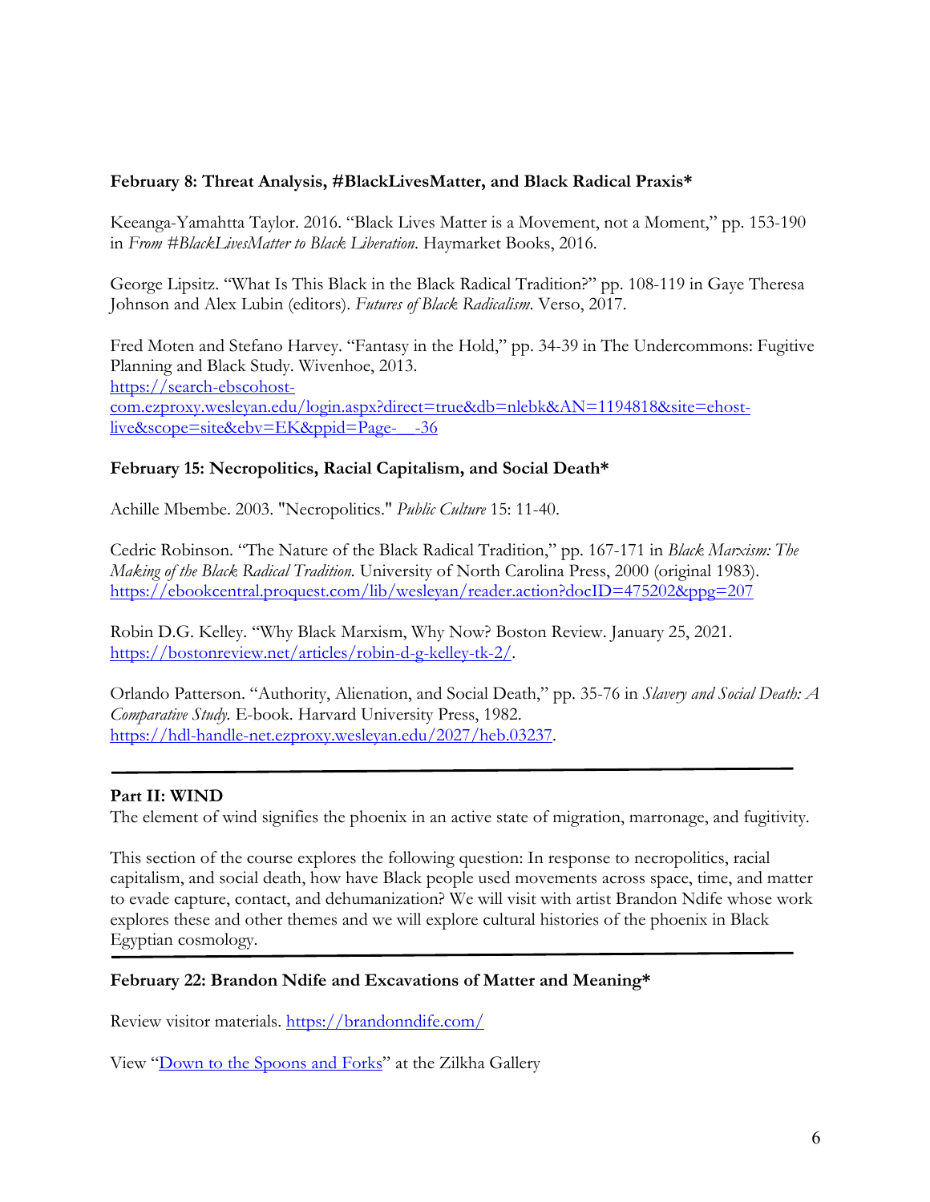**February 8: Threat Analysis, #BlackLivesMatter, and Black Radical Praxis***

Keeanga-Yamahtta Taylor. 2016. "Black Lives Matter is a Movement, not a Moment," pp. 153-190 in *From #BlackLivesMatter to Black Liberation*. Haymarket Books, 2016.

George Lipsitz. "What Is This Black in the Black Radical Tradition?" pp. 108-119 in Gaye Theresa Johnson and Alex Lubin (editors). *Futures of Black Radicalism*. Verso, 2017.

Fred Moten and Stefano Harvey. "Fantasy in the Hold," pp. 34-39 in The Undercommons: Fugitive Planning and Black Study. Wivenhoe, 2013.
[https://search-ebscohost-com.ezproxy.wesleyan.edu/login.aspx?direct=true&db=nlebk&AN=1194818&site=ehost-live&scope=site&ebv=EK&ppid=Page-__-36](https://search-ebscohost-com.ezproxy.wesleyan.edu/login.aspx?direct=true&db=nlebk&AN=1194818&site=ehost-live&scope=site&ebv=EK&ppid=Page-__-36)

**February 15: Necropolitics, Racial Capitalism, and Social Death***

Achille Mbembe. 2003. "Necropolitics." *Public Culture* 15: 11-40.

Cedric Robinson. "The Nature of the Black Radical Tradition," pp. 167-171 in *Black Marxism: The Making of the Black Radical Tradition.* University of North Carolina Press, 2000 (original 1983).
[https://ebookcentral.proquest.com/lib/wesleyan/reader.action?docID=475202&ppg=207](https://ebookcentral.proquest.com/lib/wesleyan/reader.action?docID=475202&ppg=207)

Robin D.G. Kelley. "Why Black Marxism, Why Now? Boston Review. January 25, 2021.
[https://bostonreview.net/articles/robin-d-g-kelley-tk-2/](https://bostonreview.net/articles/robin-d-g-kelley-tk-2/).

Orlando Patterson. "Authority, Alienation, and Social Death," pp. 35-76 in *Slavery and Social Death: A Comparative Study.* E-book. Harvard University Press, 1982.
[https://hdl-handle-net.ezproxy.wesleyan.edu/2027/heb.03237](https://hdl-handle-net.ezproxy.wesleyan.edu/2027/heb.03237).

---

**Part II: WIND**
The element of wind signifies the phoenix in an active state of migration, marronage, and fugitivity.

This section of the course explores the following question: In response to necropolitics, racial capitalism, and social death, how have Black people used movements across space, time, and matter to evade capture, contact, and dehumanization? We will visit with artist Brandon Ndife whose work explores these and other themes and we will explore cultural histories of the phoenix in Black Egyptian cosmology.

---

**February 22: Brandon Ndife and Excavations of Matter and Meaning***

Review visitor materials. [https://brandonndife.com/](https://brandonndife.com/)

View "[Down to the Spoons and Forks](#)" at the Zilkha Gallery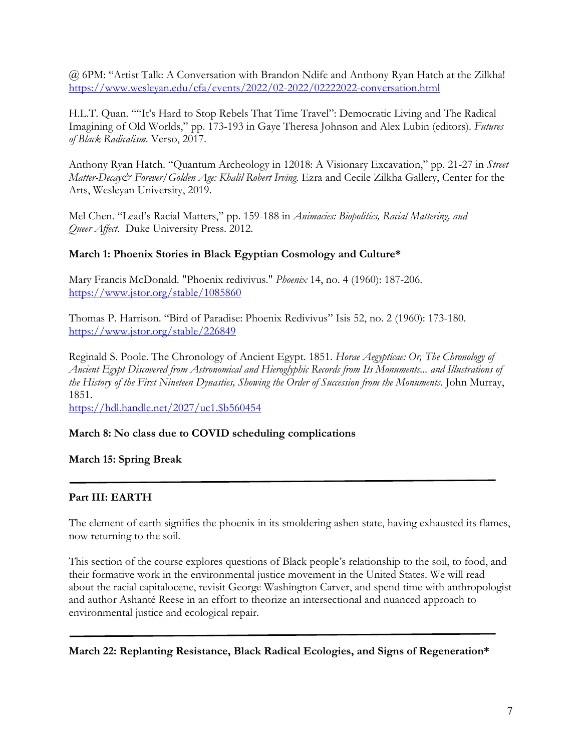@ 6PM: "Artist Talk: A Conversation with Brandon Ndife and Anthony Ryan Hatch at the Zilkha! https://www.wesleyan.edu/cfa/events/2022/02-2022/02222022-conversation.html

H.L.T. Quan. ""It's Hard to Stop Rebels That Time Travel": Democratic Living and The Radical Imagining of Old Worlds," pp. 173-193 in Gaye Theresa Johnson and Alex Lubin (editors). *Futures of Black Radicalism*. Verso, 2017.

Anthony Ryan Hatch. "Quantum Archeology in 12018: A Visionary Excavation," pp. 21-27 in *Street Matter-Decay& Forever/Golden Age: Khalil Robert Irving.* Ezra and Cecile Zilkha Gallery, Center for the Arts, Wesleyan University, 2019.

Mel Chen. "Lead's Racial Matters," pp. 159-188 in *Animacies: Biopolitics, Racial Mattering, and Queer Affect*. Duke University Press. 2012.

**March 1: Phoenix Stories in Black Egyptian Cosmology and Culture***

Mary Francis McDonald. "Phoenix redivivus." *Phoenix* 14, no. 4 (1960): 187-206. https://www.jstor.org/stable/1085860

Thomas P. Harrison. "Bird of Paradise: Phoenix Redivivus" Isis 52, no. 2 (1960): 173-180. https://www.jstor.org/stable/226849

Reginald S. Poole. The Chronology of Ancient Egypt. 1851. *Horae Aegypticae: Or, The Chronology of Ancient Egypt Discovered from Astronomical and Hieroglyphic Records from Its Monuments... and Illustrations of the History of the First Nineteen Dynasties, Showing the Order of Succession from the Monuments*. John Murray, 1851.
https://hdl.handle.net/2027/uc1.$b560454

**March 8: No class due to COVID scheduling complications**

**March 15: Spring Break**

---

**Part III: EARTH**

The element of earth signifies the phoenix in its smoldering ashen state, having exhausted its flames, now returning to the soil.

This section of the course explores questions of Black people's relationship to the soil, to food, and their formative work in the environmental justice movement in the United States. We will read about the racial capitalocene, revisit George Washington Carver, and spend time with anthropologist and author Ashanté Reese in an effort to theorize an intersectional and nuanced approach to environmental justice and ecological repair.

---

**March 22: Replanting Resistance, Black Radical Ecologies, and Signs of Regeneration***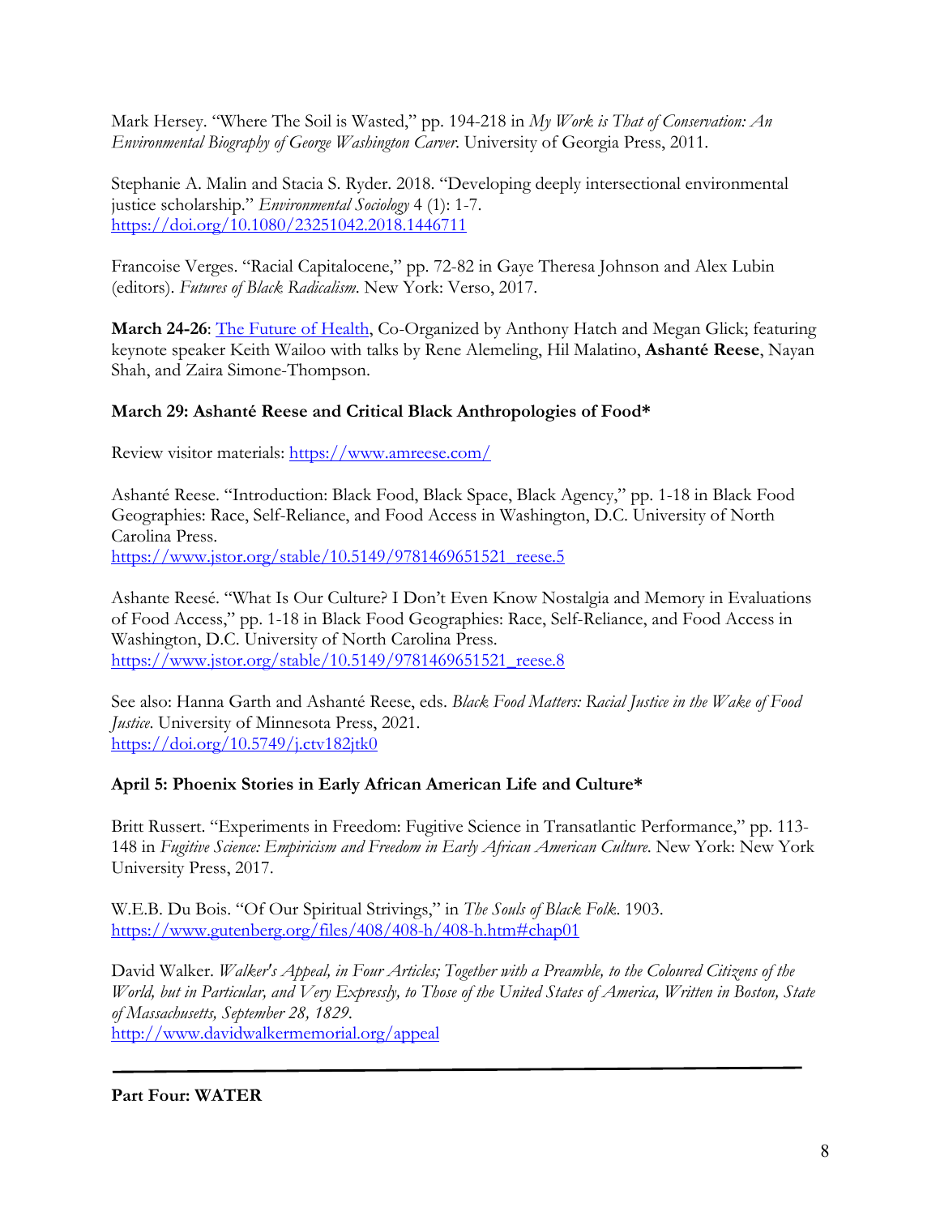Mark Hersey. "Where The Soil is Wasted," pp. 194-218 in *My Work is That of Conservation: An Environmental Biography of George Washington Carver.* University of Georgia Press, 2011.

Stephanie A. Malin and Stacia S. Ryder. 2018. "Developing deeply intersectional environmental justice scholarship." *Environmental Sociology* 4 (1): 1-7. https://doi.org/10.1080/23251042.2018.1446711

Francoise Verges. "Racial Capitalocene," pp. 72-82 in Gaye Theresa Johnson and Alex Lubin (editors). *Futures of Black Radicalism*. New York: Verso, 2017.

**March 24-26**: The Future of Health, Co-Organized by Anthony Hatch and Megan Glick; featuring keynote speaker Keith Wailoo with talks by Rene Alemeling, Hil Malatino, **Ashanté Reese**, Nayan Shah, and Zaira Simone-Thompson.

**March 29: Ashanté Reese and Critical Black Anthropologies of Food***

Review visitor materials: https://www.amreese.com/

Ashanté Reese. "Introduction: Black Food, Black Space, Black Agency," pp. 1-18 in Black Food Geographies: Race, Self-Reliance, and Food Access in Washington, D.C. University of North Carolina Press.
https://www.jstor.org/stable/10.5149/9781469651521_reese.5

Ashante Reesé. "What Is Our Culture? I Don't Even Know Nostalgia and Memory in Evaluations of Food Access," pp. 1-18 in Black Food Geographies: Race, Self-Reliance, and Food Access in Washington, D.C. University of North Carolina Press.
https://www.jstor.org/stable/10.5149/9781469651521_reese.8

See also: Hanna Garth and Ashanté Reese, eds. *Black Food Matters: Racial Justice in the Wake of Food Justice*. University of Minnesota Press, 2021.
https://doi.org/10.5749/j.ctv182jtk0

**April 5: Phoenix Stories in Early African American Life and Culture***

Britt Russert. "Experiments in Freedom: Fugitive Science in Transatlantic Performance," pp. 113-148 in *Fugitive Science: Empiricism and Freedom in Early African American Culture.* New York: New York University Press, 2017.

W.E.B. Du Bois. "Of Our Spiritual Strivings," in *The Souls of Black Folk*. 1903.
https://www.gutenberg.org/files/408/408-h/408-h.htm#chap01

David Walker. *Walker's Appeal, in Four Articles; Together with a Preamble, to the Coloured Citizens of the World, but in Particular, and Very Expressly, to Those of the United States of America, Written in Boston, State of Massachusetts, September 28, 1829*.
http://www.davidwalkermemorial.org/appeal

---

**Part Four: WATER**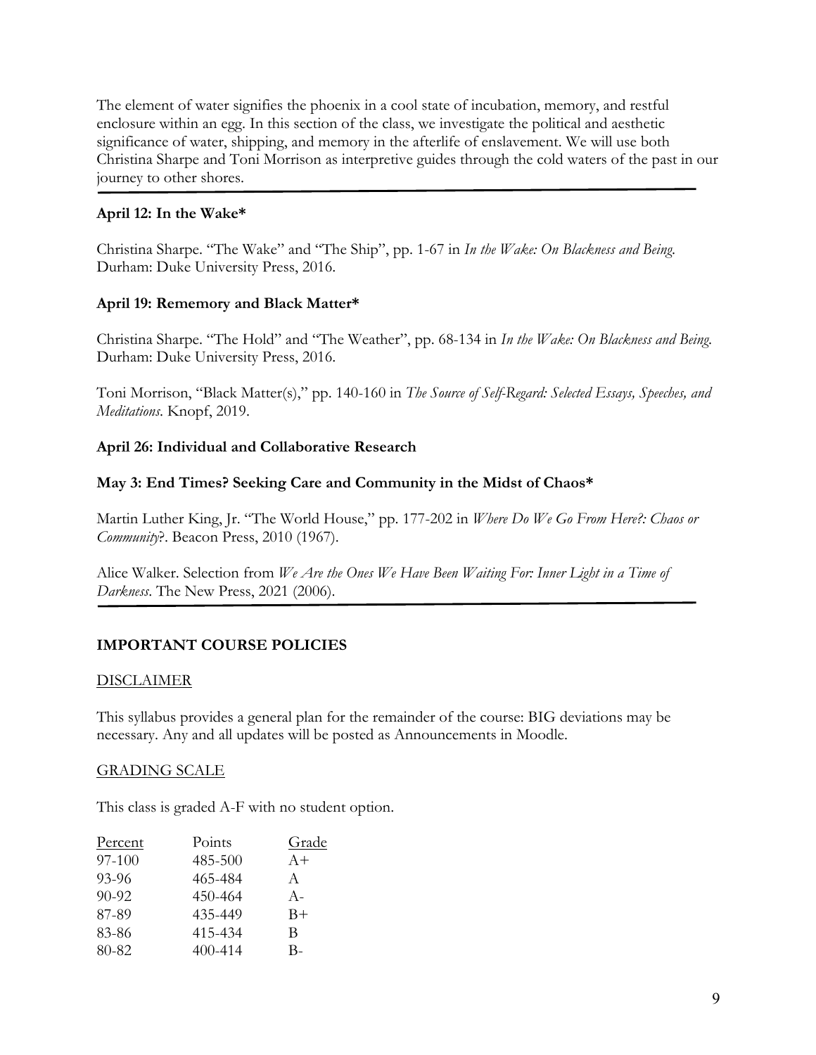The element of water signifies the phoenix in a cool state of incubation, memory, and restful enclosure within an egg. In this section of the class, we investigate the political and aesthetic significance of water, shipping, and memory in the afterlife of enslavement. We will use both Christina Sharpe and Toni Morrison as interpretive guides through the cold waters of the past in our journey to other shores.

---

**April 12: In the Wake***

Christina Sharpe. "The Wake" and "The Ship", pp. 1-67 in *In the Wake: On Blackness and Being.* Durham: Duke University Press, 2016.

**April 19: Rememory and Black Matter***

Christina Sharpe. "The Hold" and "The Weather", pp. 68-134 in *In the Wake: On Blackness and Being.* Durham: Duke University Press, 2016.

Toni Morrison, "Black Matter(s)," pp. 140-160 in *The Source of Self-Regard: Selected Essays, Speeches, and Meditations.* Knopf, 2019.

**April 26: Individual and Collaborative Research**

**May 3: End Times? Seeking Care and Community in the Midst of Chaos***

Martin Luther King, Jr. "The World House," pp. 177-202 in *Where Do We Go From Here?: Chaos or Community*?. Beacon Press, 2010 (1967).

Alice Walker. Selection from *We Are the Ones We Have Been Waiting For: Inner Light in a Time of Darkness.* The New Press, 2021 (2006).

---

## IMPORTANT COURSE POLICIES

### DISCLAIMER

This syllabus provides a general plan for the remainder of the course: BIG deviations may be necessary. Any and all updates will be posted as Announcements in Moodle.

### GRADING SCALE

This class is graded A-F with no student option.

| Percent | Points | Grade |
|---|---|---|
| 97-100 | 485-500 | A+ |
| 93-96 | 465-484 | A |
| 90-92 | 450-464 | A- |
| 87-89 | 435-449 | B+ |
| 83-86 | 415-434 | B |
| 80-82 | 400-414 | B- |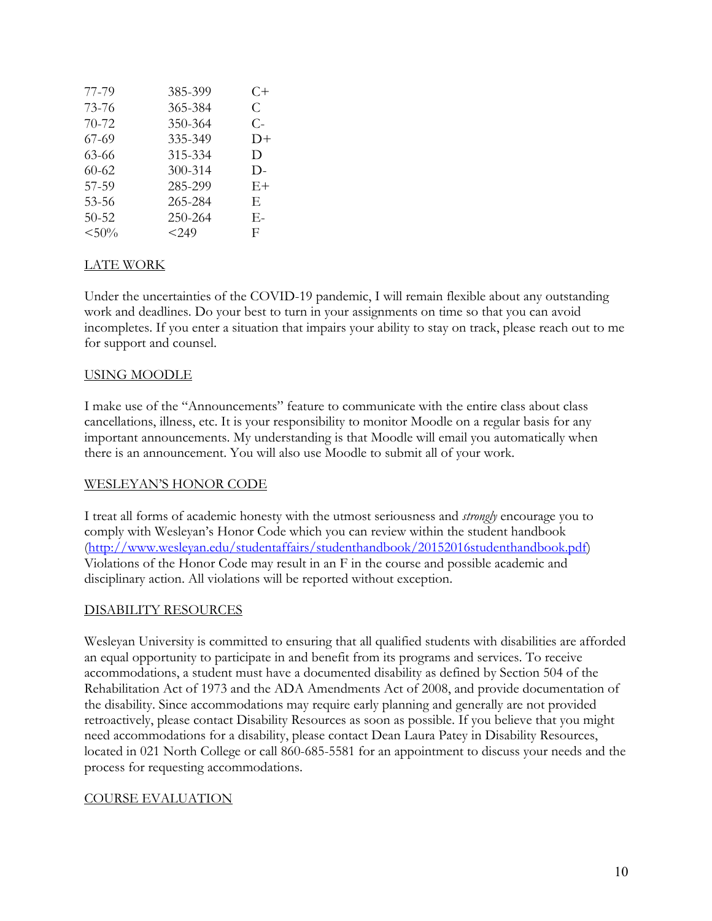| | | |
|---|---|---|
| 77-79 | 385-399 | C+ |
| 73-76 | 365-384 | C |
| 70-72 | 350-364 | C- |
| 67-69 | 335-349 | D+ |
| 63-66 | 315-334 | D |
| 60-62 | 300-314 | D- |
| 57-59 | 285-299 | E+ |
| 53-56 | 265-284 | E |
| 50-52 | 250-264 | E- |
| <50% | <249 | F |

## LATE WORK

Under the uncertainties of the COVID-19 pandemic, I will remain flexible about any outstanding work and deadlines. Do your best to turn in your assignments on time so that you can avoid incompletes. If you enter a situation that impairs your ability to stay on track, please reach out to me for support and counsel.

## USING MOODLE

I make use of the "Announcements" feature to communicate with the entire class about class cancellations, illness, etc. It is your responsibility to monitor Moodle on a regular basis for any important announcements. My understanding is that Moodle will email you automatically when there is an announcement. You will also use Moodle to submit all of your work.

## WESLEYAN'S HONOR CODE

I treat all forms of academic honesty with the utmost seriousness and *strongly* encourage you to comply with Wesleyan's Honor Code which you can review within the student handbook (http://www.wesleyan.edu/studentaffairs/studenthandbook/20152016studenthandbook.pdf) Violations of the Honor Code may result in an F in the course and possible academic and disciplinary action. All violations will be reported without exception.

## DISABILITY RESOURCES

Wesleyan University is committed to ensuring that all qualified students with disabilities are afforded an equal opportunity to participate in and benefit from its programs and services. To receive accommodations, a student must have a documented disability as defined by Section 504 of the Rehabilitation Act of 1973 and the ADA Amendments Act of 2008, and provide documentation of the disability. Since accommodations may require early planning and generally are not provided retroactively, please contact Disability Resources as soon as possible. If you believe that you might need accommodations for a disability, please contact Dean Laura Patey in Disability Resources, located in 021 North College or call 860-685-5581 for an appointment to discuss your needs and the process for requesting accommodations.

## COURSE EVALUATION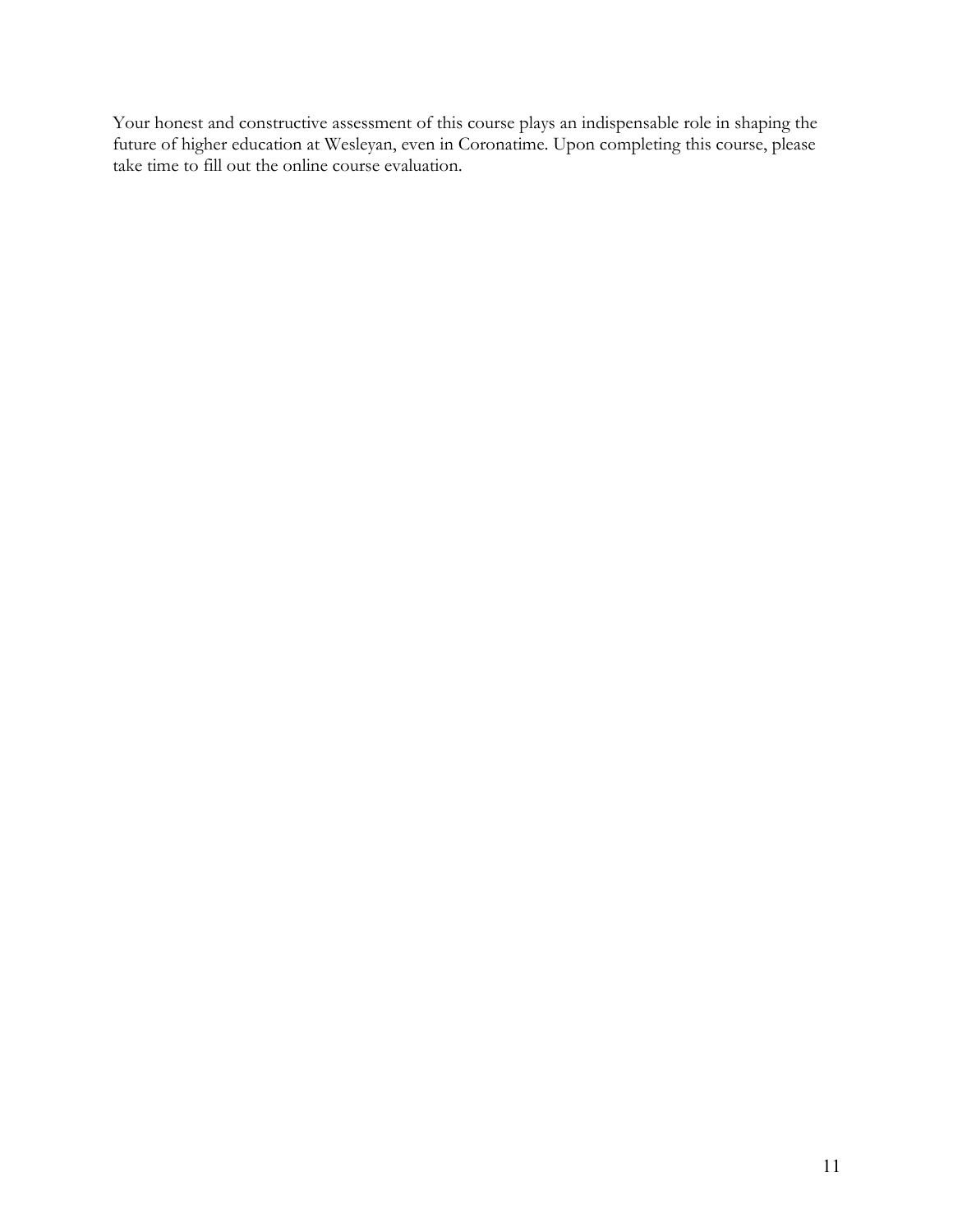Your honest and constructive assessment of this course plays an indispensable role in shaping the future of higher education at Wesleyan, even in Coronatime. Upon completing this course, please take time to fill out the online course evaluation.